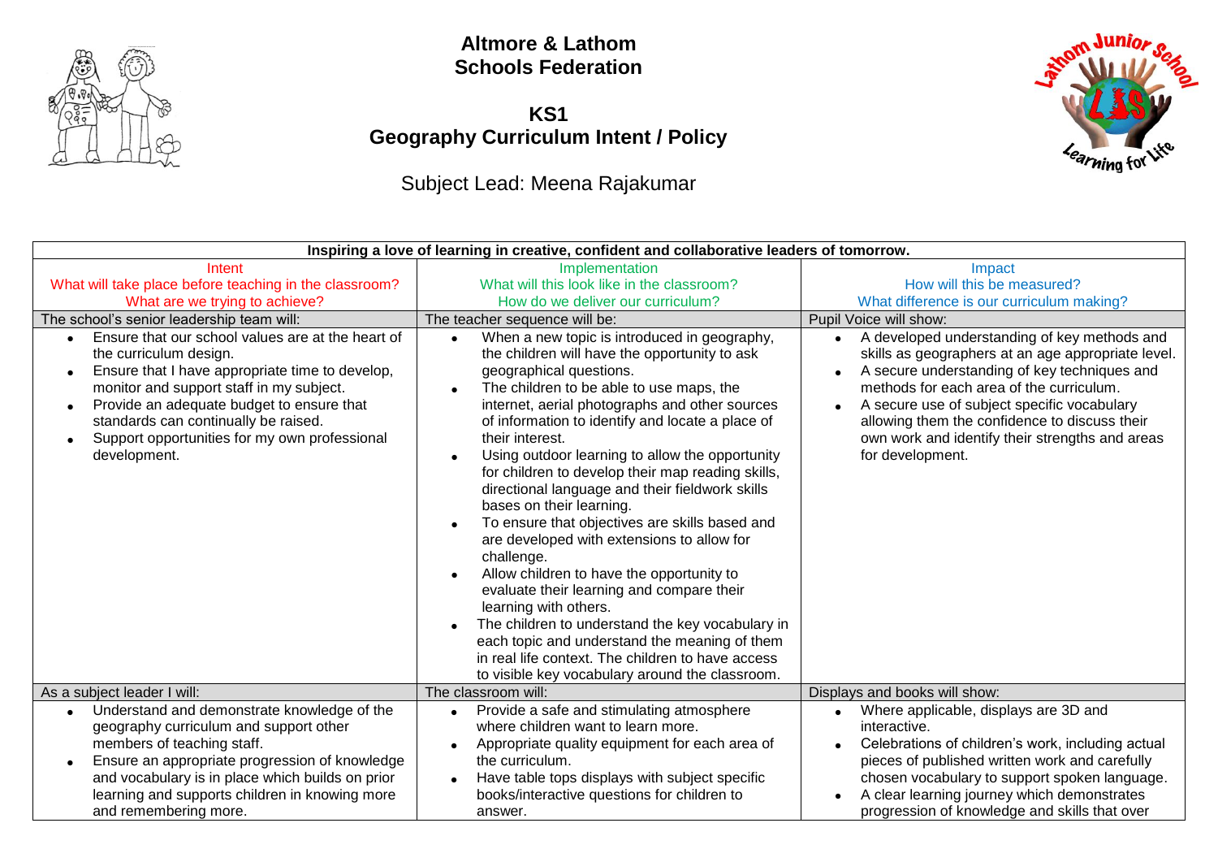# Altmore & Lathom Schools Federation

## KS1 Geography Curriculum Intent / Policy

Subject Lead: Meena Rajakumar

| Inspiring a love of learning in creative, confident and collaborative leaders of tomorrow. | | |
|---|---|---|
| Intent<br>What will take place before teaching in the classroom?<br>What are we trying to achieve? | Implementation<br>What will this look like in the classroom?<br>How do we deliver our curriculum? | Impact<br>How will this be measured?<br>What difference is our curriculum making? |
| The school's senior leadership team will: | The teacher sequence will be: | Pupil Voice will show: |
| • Ensure that our school values are at the heart of the curriculum design.<br>• Ensure that I have appropriate time to develop, monitor and support staff in my subject.<br>• Provide an adequate budget to ensure that standards can continually be raised.<br>• Support opportunities for my own professional development. | • When a new topic is introduced in geography, the children will have the opportunity to ask geographical questions.<br>• The children to be able to use maps, the internet, aerial photographs and other sources of information to identify and locate a place of their interest.<br>• Using outdoor learning to allow the opportunity for children to develop their map reading skills, directional language and their fieldwork skills bases on their learning.<br>• To ensure that objectives are skills based and are developed with extensions to allow for challenge.<br>• Allow children to have the opportunity to evaluate their learning and compare their learning with others.<br>• The children to understand the key vocabulary in each topic and understand the meaning of them in real life context. The children to have access to visible key vocabulary around the classroom. | • A developed understanding of key methods and skills as geographers at an age appropriate level.<br>• A secure understanding of key techniques and methods for each area of the curriculum.<br>• A secure use of subject specific vocabulary allowing them the confidence to discuss their own work and identify their strengths and areas for development. |
| As a subject leader I will: | The classroom will: | Displays and books will show: |
| • Understand and demonstrate knowledge of the geography curriculum and support other members of teaching staff.<br>• Ensure an appropriate progression of knowledge and vocabulary is in place which builds on prior learning and supports children in knowing more and remembering more. | • Provide a safe and stimulating atmosphere where children want to learn more.<br>• Appropriate quality equipment for each area of the curriculum.<br>• Have table tops displays with subject specific books/interactive questions for children to answer. | • Where applicable, displays are 3D and interactive.<br>• Celebrations of children's work, including actual pieces of published written work and carefully chosen vocabulary to support spoken language.<br>• A clear learning journey which demonstrates progression of knowledge and skills that over |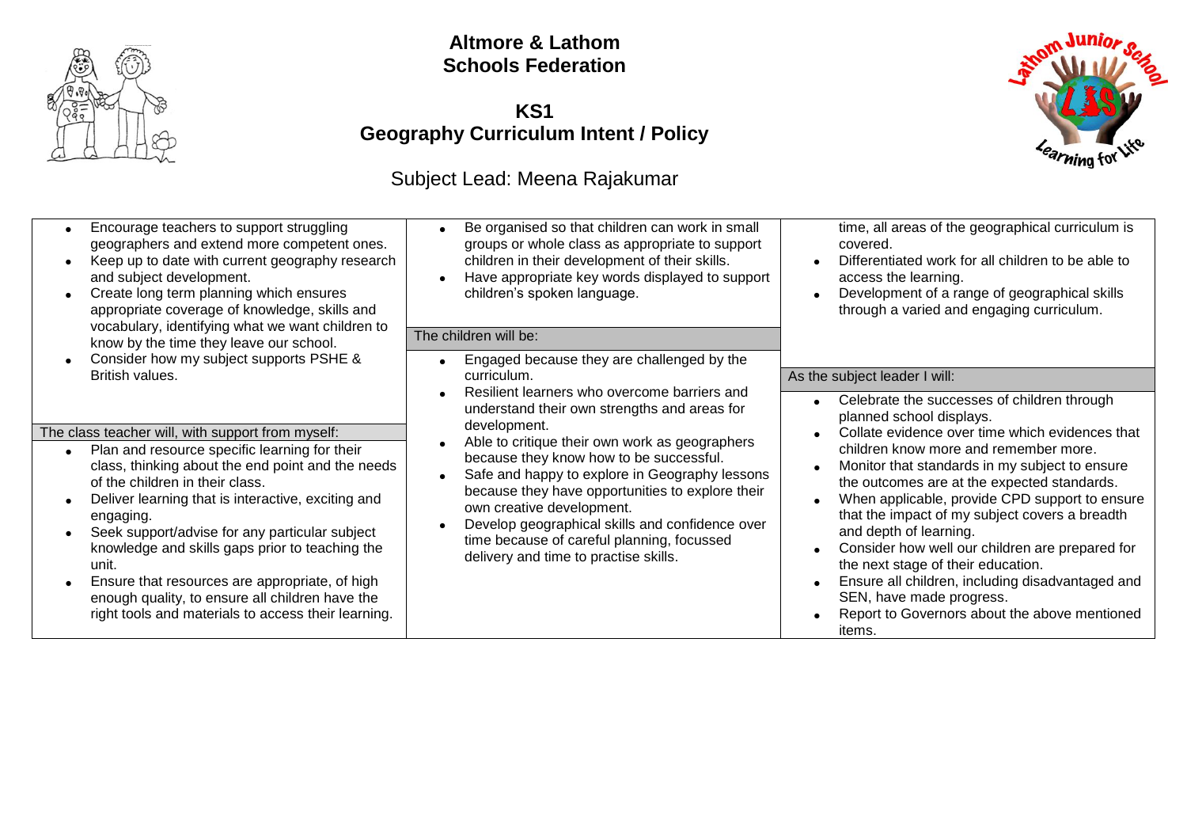# Altmore & Lathom Schools Federation

## KS1 Geography Curriculum Intent / Policy

Subject Lead: Meena Rajakumar

- Encourage teachers to support struggling geographers and extend more competent ones.
- Keep up to date with current geography research and subject development.
- Create long term planning which ensures appropriate coverage of knowledge, skills and vocabulary, identifying what we want children to know by the time they leave our school.
- Consider how my subject supports PSHE & British values.

The class teacher will, with support from myself:

- Plan and resource specific learning for their class, thinking about the end point and the needs of the children in their class.
- Deliver learning that is interactive, exciting and engaging.
- Seek support/advise for any particular subject knowledge and skills gaps prior to teaching the unit.
- Ensure that resources are appropriate, of high enough quality, to ensure all children have the right tools and materials to access their learning.
- Be organised so that children can work in small groups or whole class as appropriate to support children in their development of their skills.
- Have appropriate key words displayed to support children's spoken language.

The children will be:

- Engaged because they are challenged by the curriculum.
- Resilient learners who overcome barriers and understand their own strengths and areas for development.
- Able to critique their own work as geographers because they know how to be successful.
- Safe and happy to explore in Geography lessons because they have opportunities to explore their own creative development.
- Develop geographical skills and confidence over time because of careful planning, focussed delivery and time to practise skills.

time, all areas of the geographical curriculum is covered.

- Differentiated work for all children to be able to access the learning.
- Development of a range of geographical skills through a varied and engaging curriculum.

As the subject leader I will:

- Celebrate the successes of children through planned school displays.
- Collate evidence over time which evidences that children know more and remember more.
- Monitor that standards in my subject to ensure the outcomes are at the expected standards.
- When applicable, provide CPD support to ensure that the impact of my subject covers a breadth and depth of learning.
- Consider how well our children are prepared for the next stage of their education.
- Ensure all children, including disadvantaged and SEN, have made progress.
- Report to Governors about the above mentioned items.